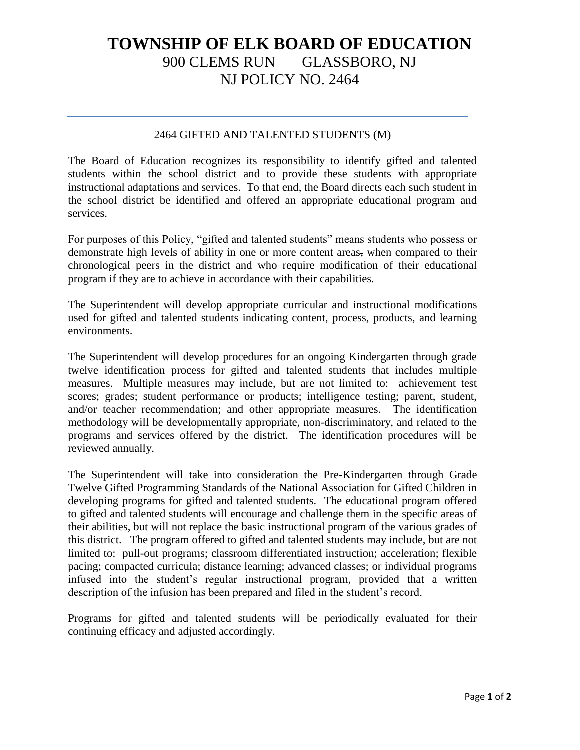# TOWNSHIP OF ELK BOARD OF EDUCATION

900 CLEMS RUN GLASSBORO, NJ

NJ POLICY NO. 2464

---

## 2464 GIFTED AND TALENTED STUDENTS (M)

The Board of Education recognizes its responsibility to identify gifted and talented students within the school district and to provide these students with appropriate instructional adaptations and services. To that end, the Board directs each such student in the school district be identified and offered an appropriate educational program and services.

For purposes of this Policy, "gifted and talented students" means students who possess or demonstrate high levels of ability in one or more content areas, when compared to their chronological peers in the district and who require modification of their educational program if they are to achieve in accordance with their capabilities.

The Superintendent will develop appropriate curricular and instructional modifications used for gifted and talented students indicating content, process, products, and learning environments.

The Superintendent will develop procedures for an ongoing Kindergarten through grade twelve identification process for gifted and talented students that includes multiple measures. Multiple measures may include, but are not limited to: achievement test scores; grades; student performance or products; intelligence testing; parent, student, and/or teacher recommendation; and other appropriate measures. The identification methodology will be developmentally appropriate, non-discriminatory, and related to the programs and services offered by the district. The identification procedures will be reviewed annually.

The Superintendent will take into consideration the Pre-Kindergarten through Grade Twelve Gifted Programming Standards of the National Association for Gifted Children in developing programs for gifted and talented students. The educational program offered to gifted and talented students will encourage and challenge them in the specific areas of their abilities, but will not replace the basic instructional program of the various grades of this district. The program offered to gifted and talented students may include, but are not limited to: pull-out programs; classroom differentiated instruction; acceleration; flexible pacing; compacted curricula; distance learning; advanced classes; or individual programs infused into the student's regular instructional program, provided that a written description of the infusion has been prepared and filed in the student's record.

Programs for gifted and talented students will be periodically evaluated for their continuing efficacy and adjusted accordingly.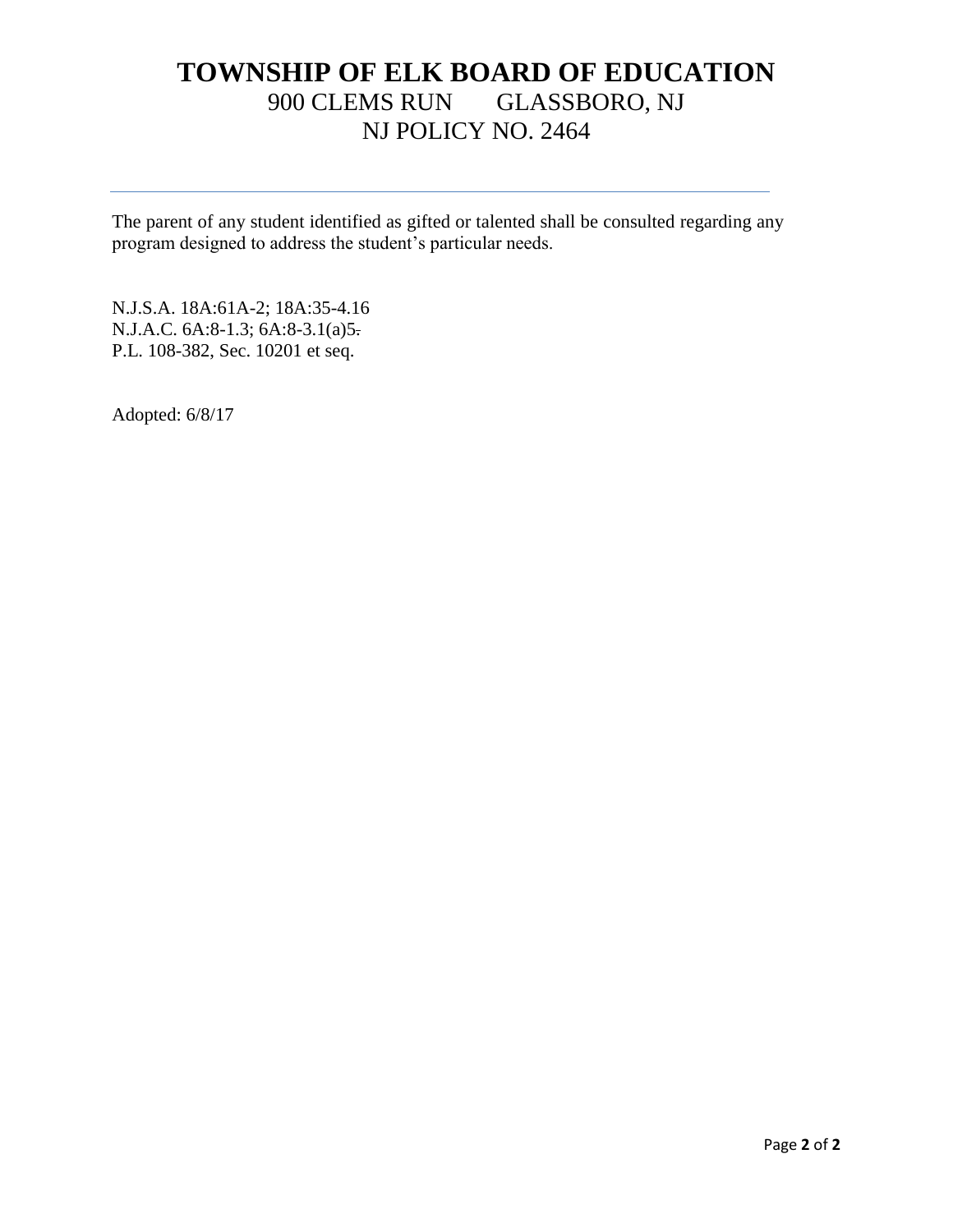The parent of any student identified as gifted or talented shall be consulted regarding any program designed to address the student's particular needs.

N.J.S.A. 18A:61A-2; 18A:35-4.16
N.J.A.C. 6A:8-1.3; 6A:8-3.1(a)5~~.~~
P.L. 108-382, Sec. 10201 et seq.

Adopted: 6/8/17